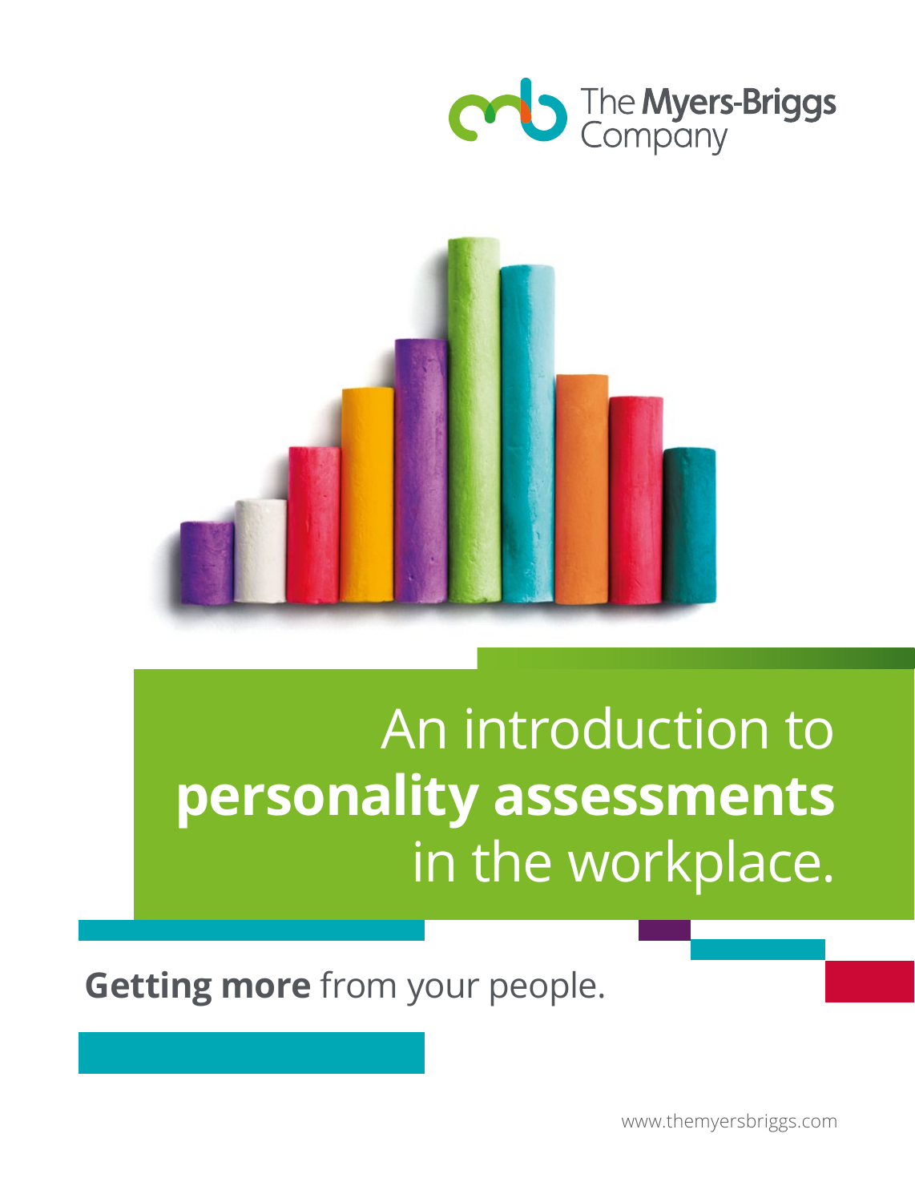The Myers-Briggs Company

# An introduction to **personality assessments** in the workplace.

**Getting more** from your people.

www.themyersbriggs.com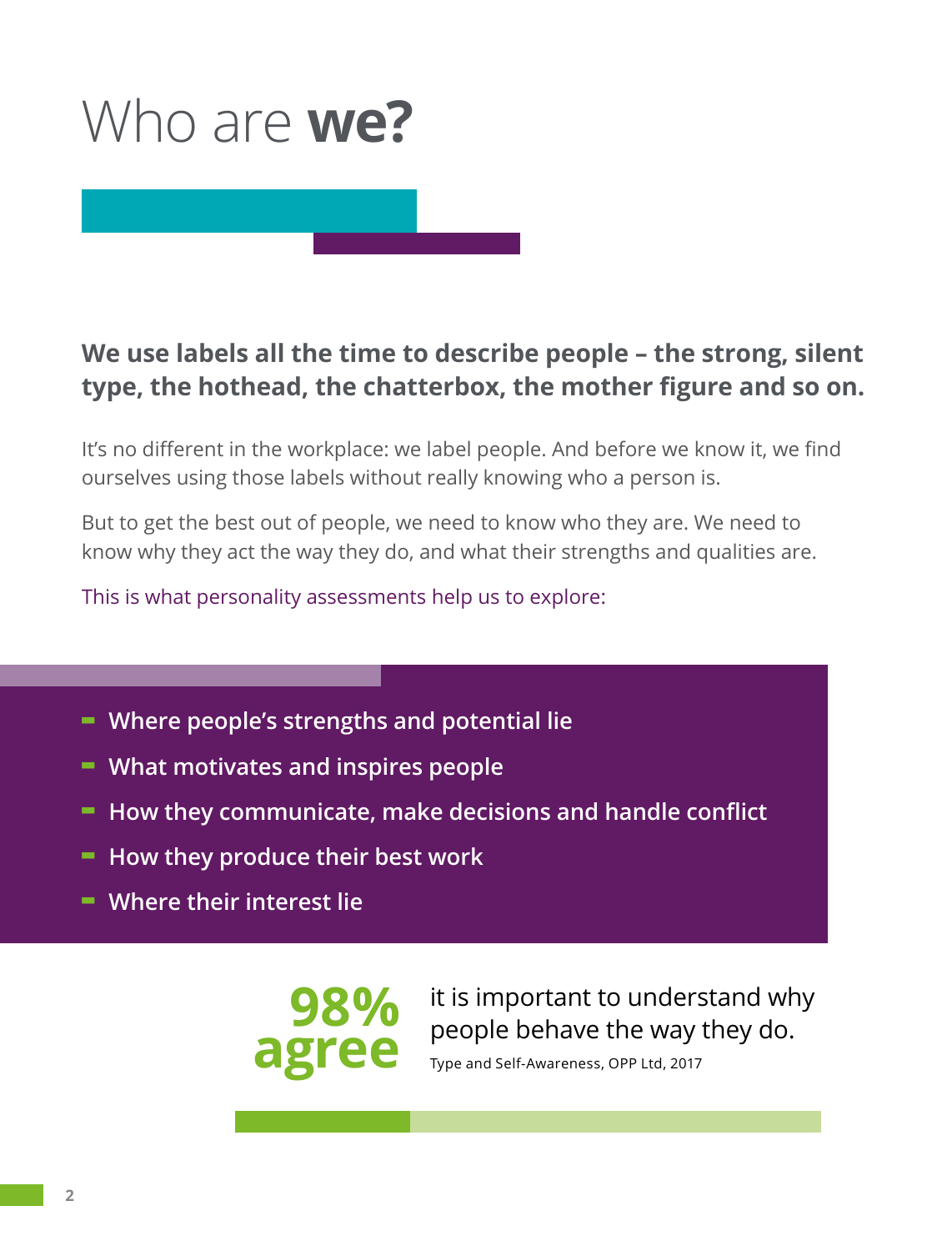# Who are **we?**

**We use labels all the time to describe people – the strong, silent type, the hothead, the chatterbox, the mother figure and so on.**

It's no different in the workplace: we label people. And before we know it, we find ourselves using those labels without really knowing who a person is.

But to get the best out of people, we need to know who they are. We need to know why they act the way they do, and what their strengths and qualities are.

This is what personality assessments help us to explore:

- **Where people's strengths and potential lie**
- **What motivates and inspires people**
- **How they communicate, make decisions and handle conflict**
- **How they produce their best work**
- **Where their interest lie**

**98% agree** it is important to understand why people behave the way they do.

Type and Self-Awareness, OPP Ltd, 2017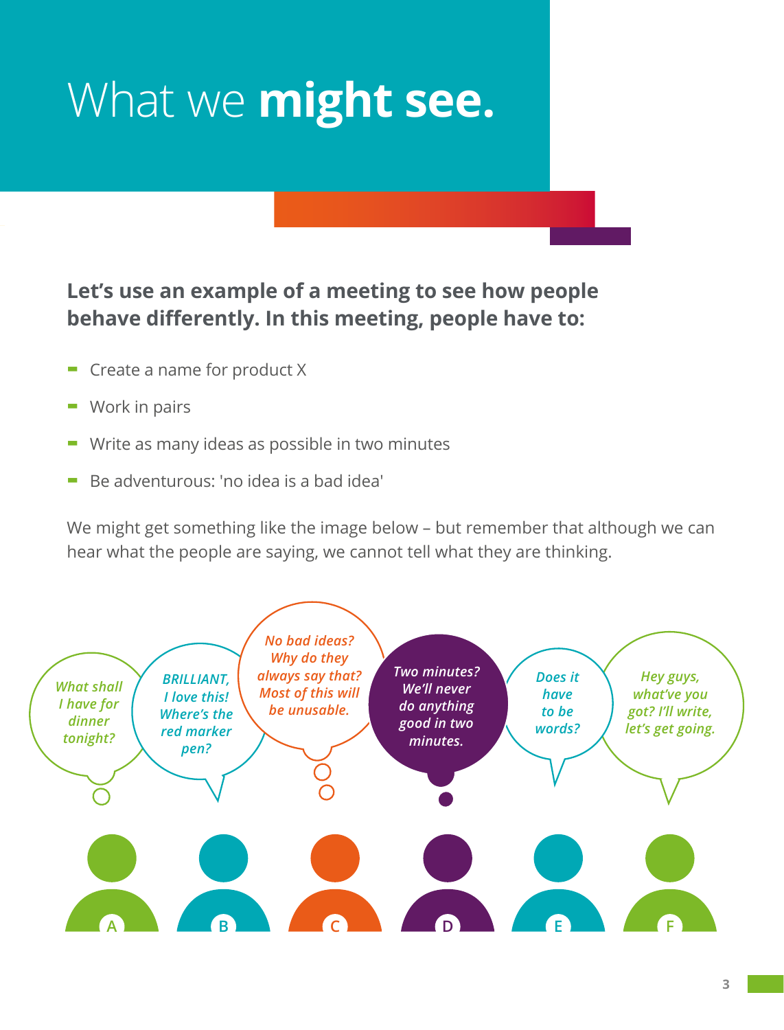# What we **might see.**

**Let's use an example of a meeting to see how people behave differently. In this meeting, people have to:**

- Create a name for product X
- Work in pairs
- Write as many ideas as possible in two minutes
- Be adventurous: 'no idea is a bad idea'

We might get something like the image below – but remember that although we can hear what the people are saying, we cannot tell what they are thinking.

- **A** (thinking): *What shall I have for dinner tonight?*
- **B** (saying): *BRILLIANT, I love this! Where's the red marker pen?*
- **C** (thinking): *No bad ideas? Why do they always say that? Most of this will be unusable.*
- **D** (thinking): *Two minutes? We'll never do anything good in two minutes.*
- **E** (saying): *Does it have to be words?*
- **F** (saying): *Hey guys, what've you got? I'll write, let's get going.*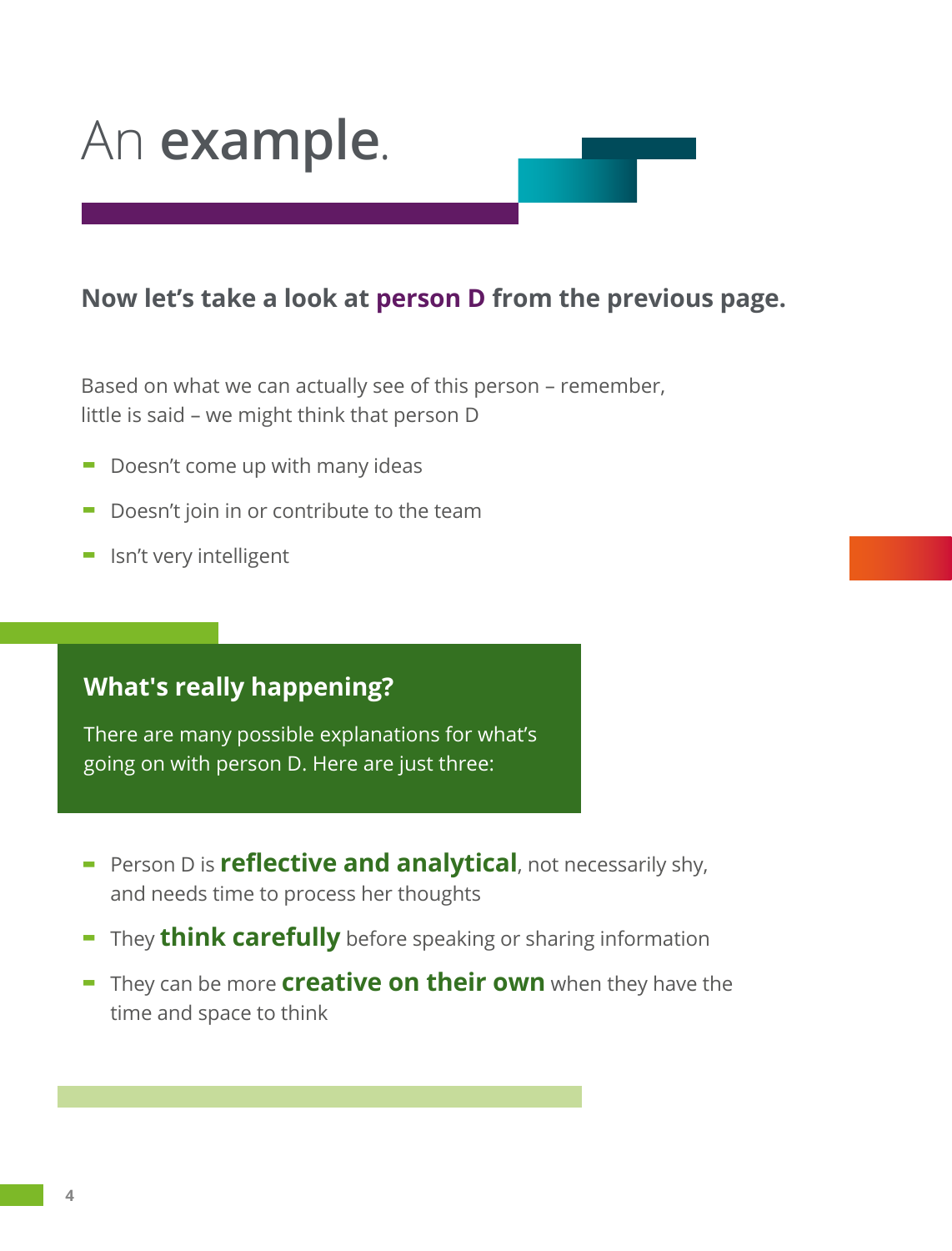# An **example**.

**Now let's take a look at person D from the previous page.**

Based on what we can actually see of this person – remember, little is said – we might think that person D

- Doesn't come up with many ideas
- Doesn't join in or contribute to the team
- Isn't very intelligent

## What's really happening?

There are many possible explanations for what's going on with person D. Here are just three:

- Person D is **reflective and analytical**, not necessarily shy, and needs time to process her thoughts
- They **think carefully** before speaking or sharing information
- They can be more **creative on their own** when they have the time and space to think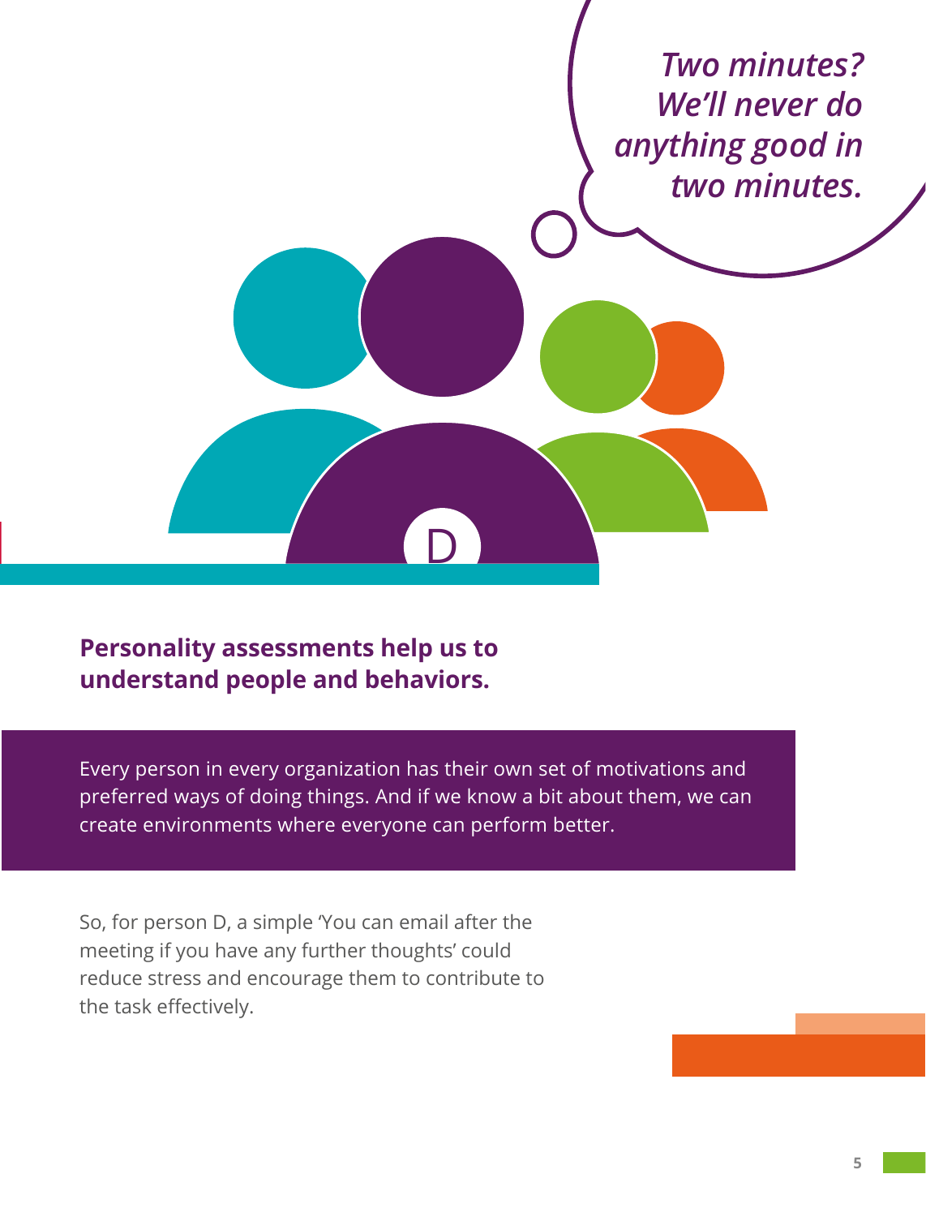*Two minutes? We'll never do anything good in two minutes.*

D

**Personality assessments help us to understand people and behaviors.**

Every person in every organization has their own set of motivations and preferred ways of doing things. And if we know a bit about them, we can create environments where everyone can perform better.

So, for person D, a simple 'You can email after the meeting if you have any further thoughts' could reduce stress and encourage them to contribute to the task effectively.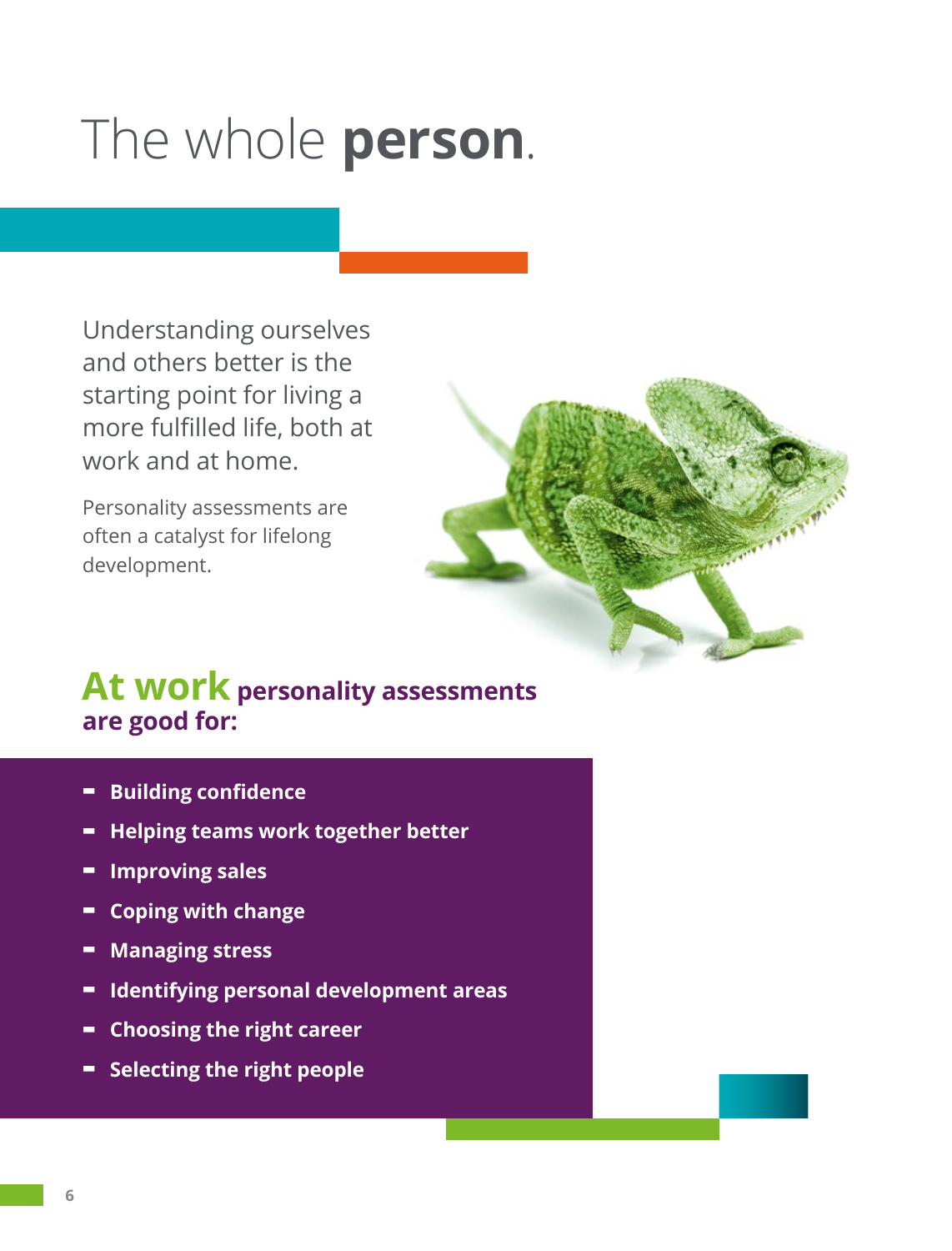# The whole **person**.

Understanding ourselves and others better is the starting point for living a more fulfilled life, both at work and at home.

Personality assessments are often a catalyst for lifelong development.

## At work personality assessments are good for:

- **Building confidence**
- **Helping teams work together better**
- **Improving sales**
- **Coping with change**
- **Managing stress**
- **Identifying personal development areas**
- **Choosing the right career**
- **Selecting the right people**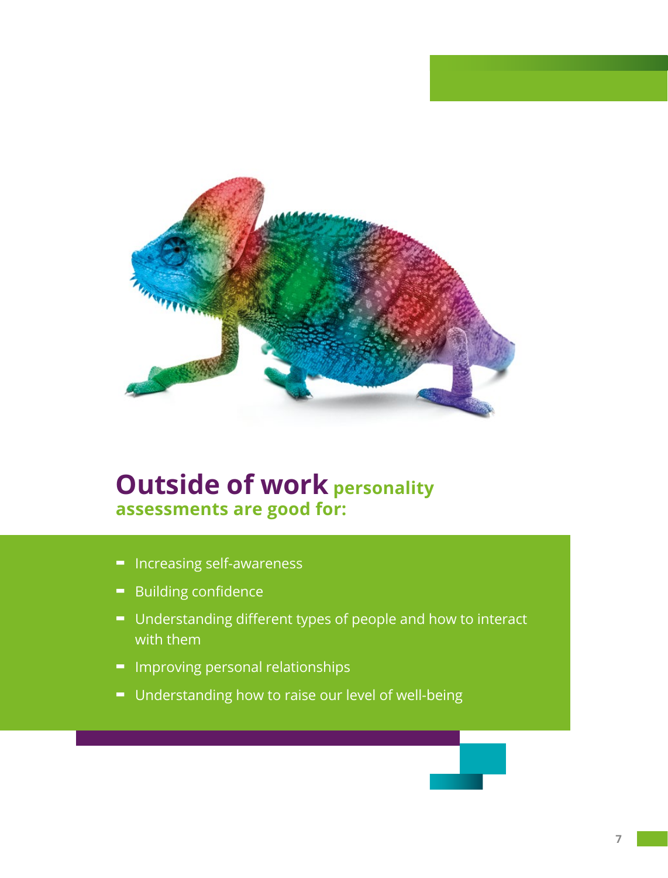## Outside of work personality assessments are good for:

- Increasing self-awareness
- Building confidence
- Understanding different types of people and how to interact with them
- Improving personal relationships
- Understanding how to raise our level of well-being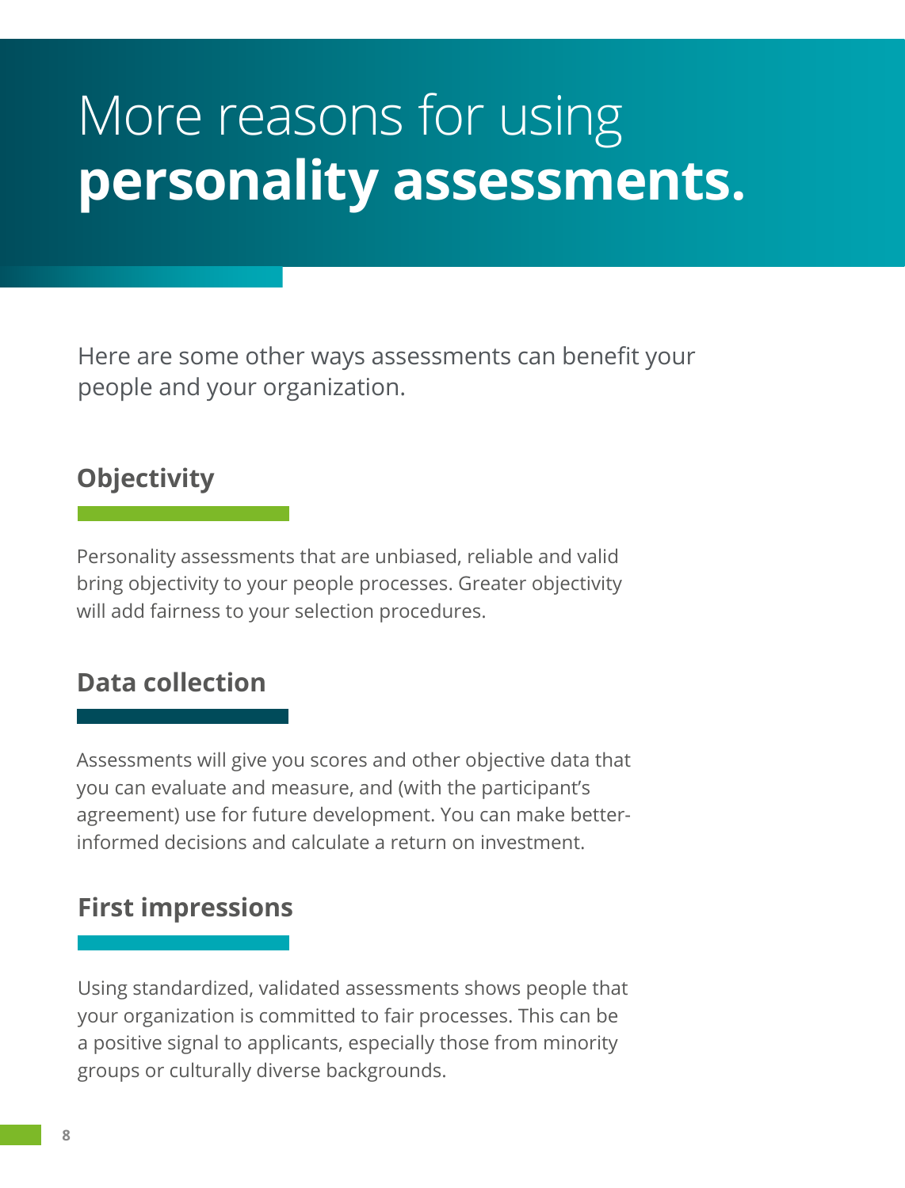# More reasons for using **personality assessments.**

Here are some other ways assessments can benefit your people and your organization.

## Objectivity

Personality assessments that are unbiased, reliable and valid bring objectivity to your people processes. Greater objectivity will add fairness to your selection procedures.

## Data collection

Assessments will give you scores and other objective data that you can evaluate and measure, and (with the participant's agreement) use for future development. You can make better-informed decisions and calculate a return on investment.

## First impressions

Using standardized, validated assessments shows people that your organization is committed to fair processes. This can be a positive signal to applicants, especially those from minority groups or culturally diverse backgrounds.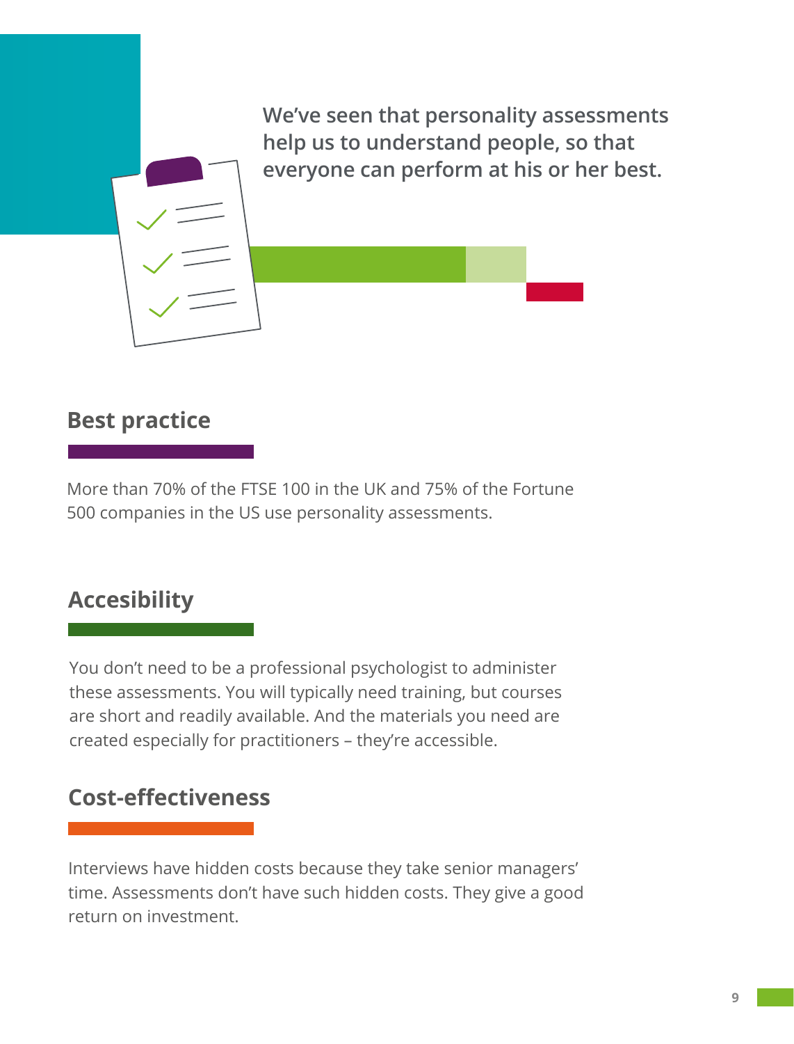**We've seen that personality assessments help us to understand people, so that everyone can perform at his or her best.**

## Best practice

More than 70% of the FTSE 100 in the UK and 75% of the Fortune 500 companies in the US use personality assessments.

## Accesibility

You don't need to be a professional psychologist to administer these assessments. You will typically need training, but courses are short and readily available. And the materials you need are created especially for practitioners – they're accessible.

## Cost-effectiveness

Interviews have hidden costs because they take senior managers' time. Assessments don't have such hidden costs. They give a good return on investment.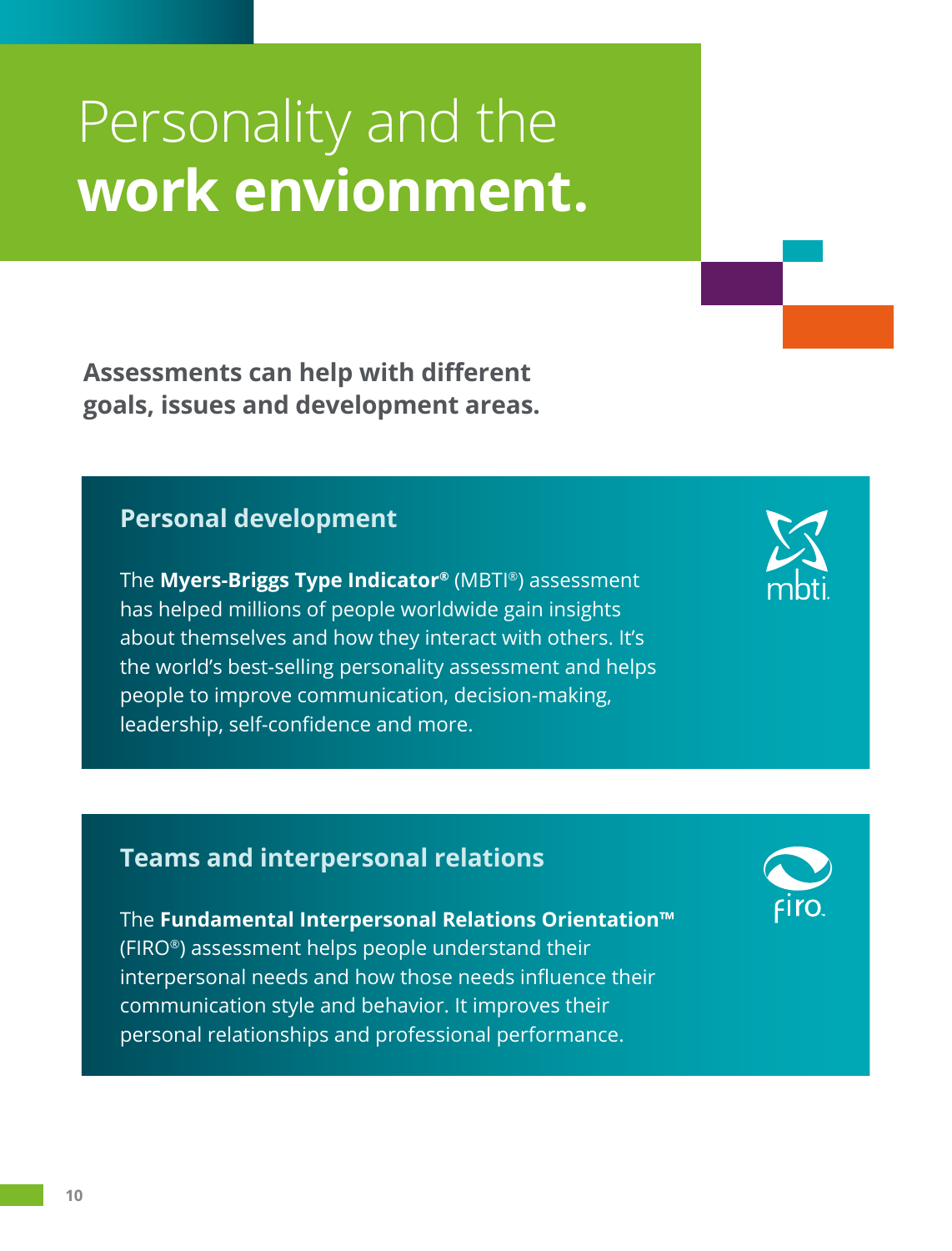# Personality and the **work envionment.**

**Assessments can help with different goals, issues and development areas.**

## Personal development

The **Myers-Briggs Type Indicator®** (MBTI®) assessment has helped millions of people worldwide gain insights about themselves and how they interact with others. It's the world's best-selling personality assessment and helps people to improve communication, decision-making, leadership, self-confidence and more.

## Teams and interpersonal relations

The **Fundamental Interpersonal Relations Orientation™** (FIRO®) assessment helps people understand their interpersonal needs and how those needs influence their communication style and behavior. It improves their personal relationships and professional performance.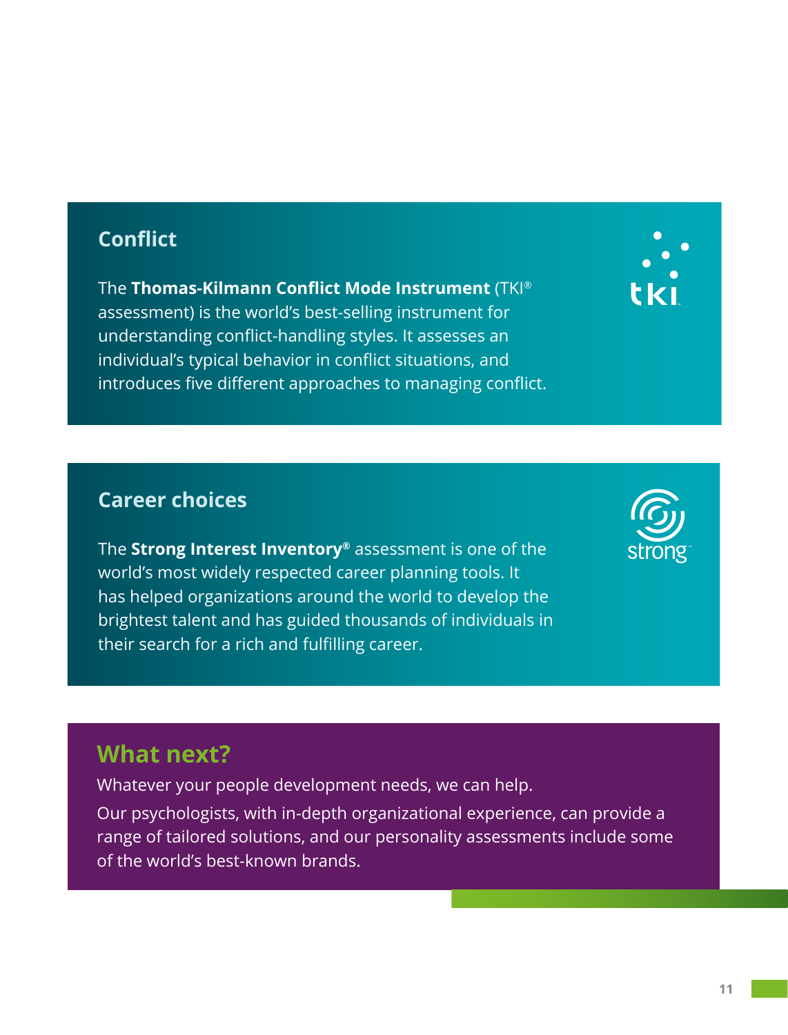## Conflict

The **Thomas-Kilmann Conflict Mode Instrument** (TKI® assessment) is the world's best-selling instrument for understanding conflict-handling styles. It assesses an individual's typical behavior in conflict situations, and introduces five different approaches to managing conflict.

## Career choices

The **Strong Interest Inventory®** assessment is one of the world's most widely respected career planning tools. It has helped organizations around the world to develop the brightest talent and has guided thousands of individuals in their search for a rich and fulfilling career.

## What next?

Whatever your people development needs, we can help.

Our psychologists, with in-depth organizational experience, can provide a range of tailored solutions, and our personality assessments include some of the world's best-known brands.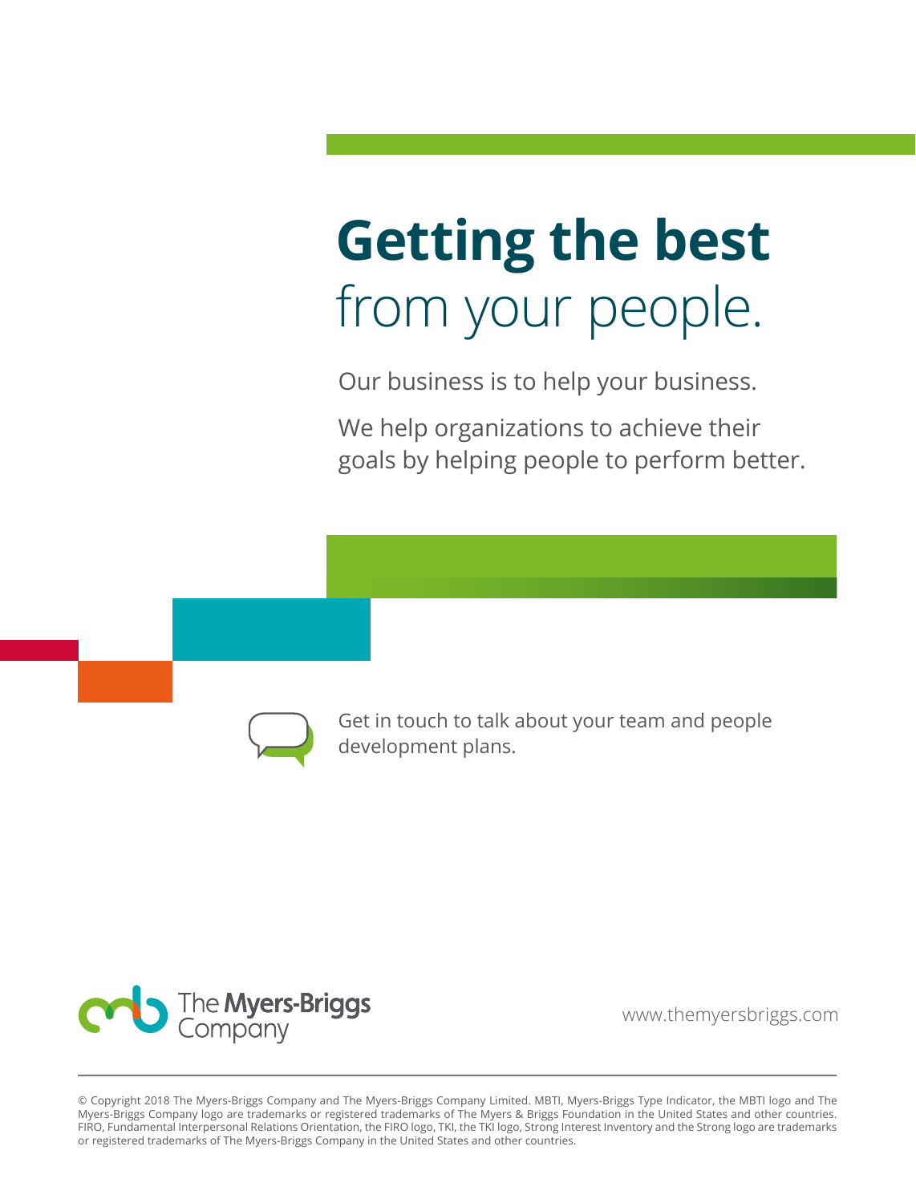# **Getting the best** from your people.

Our business is to help your business.

We help organizations to achieve their goals by helping people to perform better.

Get in touch to talk about your team and people development plans.

The Myers-Briggs Company

www.themyersbriggs.com

© Copyright 2018 The Myers-Briggs Company and The Myers-Briggs Company Limited. MBTI, Myers-Briggs Type Indicator, the MBTI logo and The Myers-Briggs Company logo are trademarks or registered trademarks of The Myers & Briggs Foundation in the United States and other countries. FIRO, Fundamental Interpersonal Relations Orientation, the FIRO logo, TKI, the TKI logo, Strong Interest Inventory and the Strong logo are trademarks or registered trademarks of The Myers-Briggs Company in the United States and other countries.